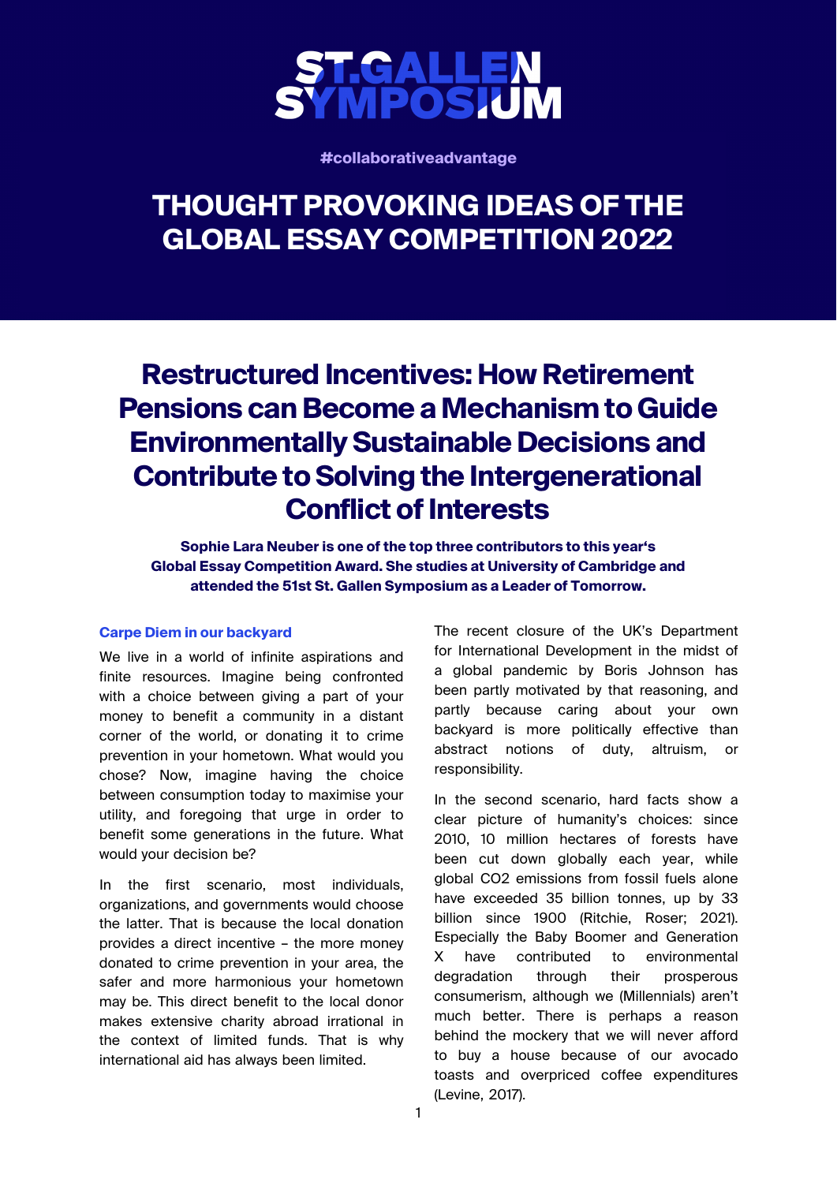# ST.GALLEN SYMPOSIUM

#collaborativeadvantage

## THOUGHT PROVOKING IDEAS OF THE GLOBAL ESSAY COMPETITION 2022

# Restructured Incentives: How Retirement Pensions can Become a Mechanism to Guide Environmentally Sustainable Decisions and Contribute to Solving the Intergenerational Conflict of Interests

**Sophie Lara Neuber is one of the top three contributors to this year's Global Essay Competition Award. She studies at University of Cambridge and attended the 51st St. Gallen Symposium as a Leader of Tomorrow.**

### Carpe Diem in our backyard

We live in a world of infinite aspirations and finite resources. Imagine being confronted with a choice between giving a part of your money to benefit a community in a distant corner of the world, or donating it to crime prevention in your hometown. What would you chose? Now, imagine having the choice between consumption today to maximise your utility, and foregoing that urge in order to benefit some generations in the future. What would your decision be?

In the first scenario, most individuals, organizations, and governments would choose the latter. That is because the local donation provides a direct incentive – the more money donated to crime prevention in your area, the safer and more harmonious your hometown may be. This direct benefit to the local donor makes extensive charity abroad irrational in the context of limited funds. That is why international aid has always been limited.

The recent closure of the UK's Department for International Development in the midst of a global pandemic by Boris Johnson has been partly motivated by that reasoning, and partly because caring about your own backyard is more politically effective than abstract notions of duty, altruism, or responsibility.

In the second scenario, hard facts show a clear picture of humanity's choices: since 2010, 10 million hectares of forests have been cut down globally each year, while global $CO_2$ emissions from fossil fuels alone have exceeded 35 billion tonnes, up by 33 billion since 1900 (Ritchie, Roser; 2021). Especially the Baby Boomer and Generation X have contributed to environmental degradation through their prosperous consumerism, although we (Millennials) aren't much better. There is perhaps a reason behind the mockery that we will never afford to buy a house because of our avocado toasts and overpriced coffee expenditures (Levine, 2017).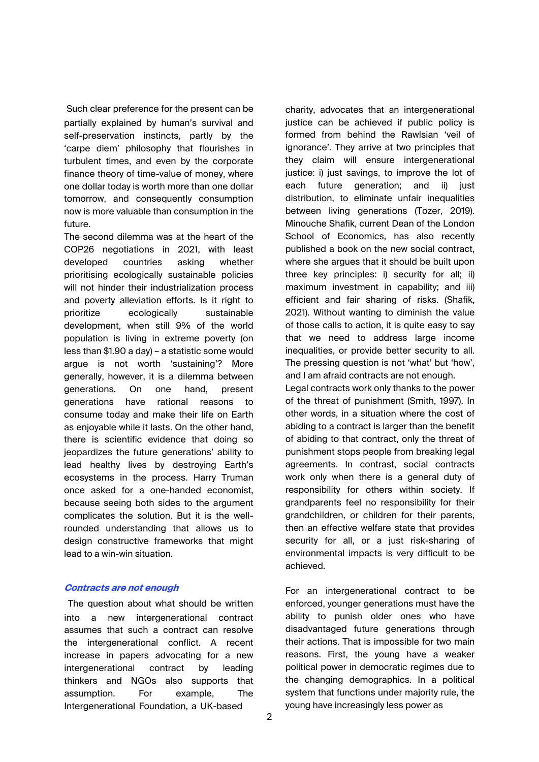Such clear preference for the present can be partially explained by human's survival and self-preservation instincts, partly by the 'carpe diem' philosophy that flourishes in turbulent times, and even by the corporate finance theory of time-value of money, where one dollar today is worth more than one dollar tomorrow, and consequently consumption now is more valuable than consumption in the future.

The second dilemma was at the heart of the COP26 negotiations in 2021, with least developed countries asking whether prioritising ecologically sustainable policies will not hinder their industrialization process and poverty alleviation efforts. Is it right to prioritize ecologically sustainable development, when still 9% of the world population is living in extreme poverty (on less than $1.90 a day) – a statistic some would argue is not worth 'sustaining'? More generally, however, it is a dilemma between generations. On one hand, present generations have rational reasons to consume today and make their life on Earth as enjoyable while it lasts. On the other hand, there is scientific evidence that doing so jeopardizes the future generations' ability to lead healthy lives by destroying Earth's ecosystems in the process. Harry Truman once asked for a one-handed economist, because seeing both sides to the argument complicates the solution. But it is the well-rounded understanding that allows us to design constructive frameworks that might lead to a win-win situation.

### *Contracts are not enough*

The question about what should be written into a new intergenerational contract assumes that such a contract can resolve the intergenerational conflict. A recent increase in papers advocating for a new intergenerational contract by leading thinkers and NGOs also supports that assumption. For example, The Intergenerational Foundation, a UK-based charity, advocates that an intergenerational justice can be achieved if public policy is formed from behind the Rawlsian 'veil of ignorance'. They arrive at two principles that they claim will ensure intergenerational justice: i) just savings, to improve the lot of each future generation; and ii) just distribution, to eliminate unfair inequalities between living generations (Tozer, 2019). Minouche Shafik, current Dean of the London School of Economics, has also recently published a book on the new social contract, where she argues that it should be built upon three key principles: i) security for all; ii) maximum investment in capability; and iii) efficient and fair sharing of risks. (Shafik, 2021). Without wanting to diminish the value of those calls to action, it is quite easy to say that we need to address large income inequalities, or provide better security to all. The pressing question is not 'what' but 'how', and I am afraid contracts are not enough.

Legal contracts work only thanks to the power of the threat of punishment (Smith, 1997). In other words, in a situation where the cost of abiding to a contract is larger than the benefit of abiding to that contract, only the threat of punishment stops people from breaking legal agreements. In contrast, social contracts work only when there is a general duty of responsibility for others within society. If grandparents feel no responsibility for their grandchildren, or children for their parents, then an effective welfare state that provides security for all, or a just risk-sharing of environmental impacts is very difficult to be achieved.

For an intergenerational contract to be enforced, younger generations must have the ability to punish older ones who have disadvantaged future generations through their actions. That is impossible for two main reasons. First, the young have a weaker political power in democratic regimes due to the changing demographics. In a political system that functions under majority rule, the young have increasingly less power as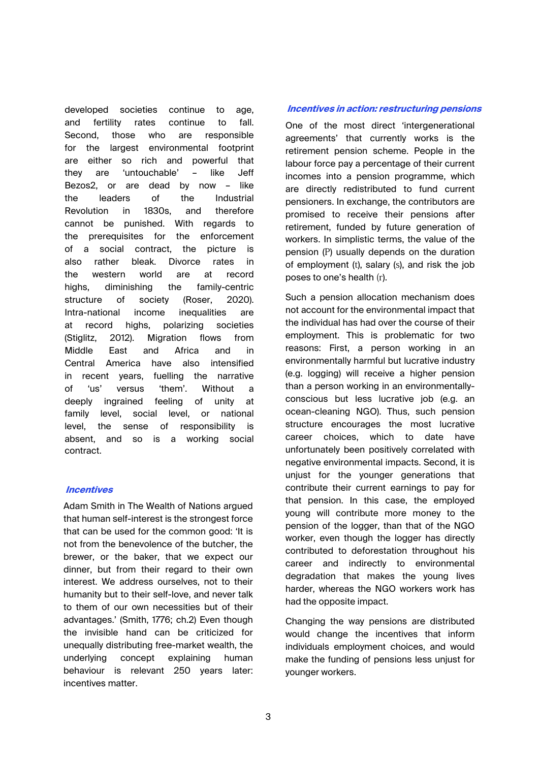developed societies continue to age, and fertility rates continue to fall. Second, those who are responsible for the largest environmental footprint are either so rich and powerful that they are 'untouchable' – like Jeff Bezos2, or are dead by now – like the leaders of the Industrial Revolution in 1830s, and therefore cannot be punished. With regards to the prerequisites for the enforcement of a social contract, the picture is also rather bleak. Divorce rates in the western world are at record highs, diminishing the family-centric structure of society (Roser, 2020). Intra-national income inequalities are at record highs, polarizing societies (Stiglitz, 2012). Migration flows from Middle East and Africa and in Central America have also intensified in recent years, fuelling the narrative of 'us' versus 'them'. Without a deeply ingrained feeling of unity at family level, social level, or national level, the sense of responsibility is absent, and so is a working social contract.

### *Incentives*

Adam Smith in The Wealth of Nations argued that human self-interest is the strongest force that can be used for the common good: 'It is not from the benevolence of the butcher, the brewer, or the baker, that we expect our dinner, but from their regard to their own interest. We address ourselves, not to their humanity but to their self-love, and never talk to them of our own necessities but of their advantages.' (Smith, 1776; ch.2) Even though the invisible hand can be criticized for unequally distributing free-market wealth, the underlying concept explaining human behaviour is relevant 250 years later: incentives matter.

### *Incentives in action: restructuring pensions*

One of the most direct 'intergenerational agreements' that currently works is the retirement pension scheme. People in the labour force pay a percentage of their current incomes into a pension programme, which are directly redistributed to fund current pensioners. In exchange, the contributors are promised to receive their pensions after retirement, funded by future generation of workers. In simplistic terms, the value of the pension (P) usually depends on the duration of employment (t), salary (s), and risk the job poses to one's health (r).

Such a pension allocation mechanism does not account for the environmental impact that the individual has had over the course of their employment. This is problematic for two reasons: First, a person working in an environmentally harmful but lucrative industry (e.g. logging) will receive a higher pension than a person working in an environmentally-conscious but less lucrative job (e.g. an ocean-cleaning NGO). Thus, such pension structure encourages the most lucrative career choices, which to date have unfortunately been positively correlated with negative environmental impacts. Second, it is unjust for the younger generations that contribute their current earnings to pay for that pension. In this case, the employed young will contribute more money to the pension of the logger, than that of the NGO worker, even though the logger has directly contributed to deforestation throughout his career and indirectly to environmental degradation that makes the young lives harder, whereas the NGO workers work has had the opposite impact.

Changing the way pensions are distributed would change the incentives that inform individuals employment choices, and would make the funding of pensions less unjust for younger workers.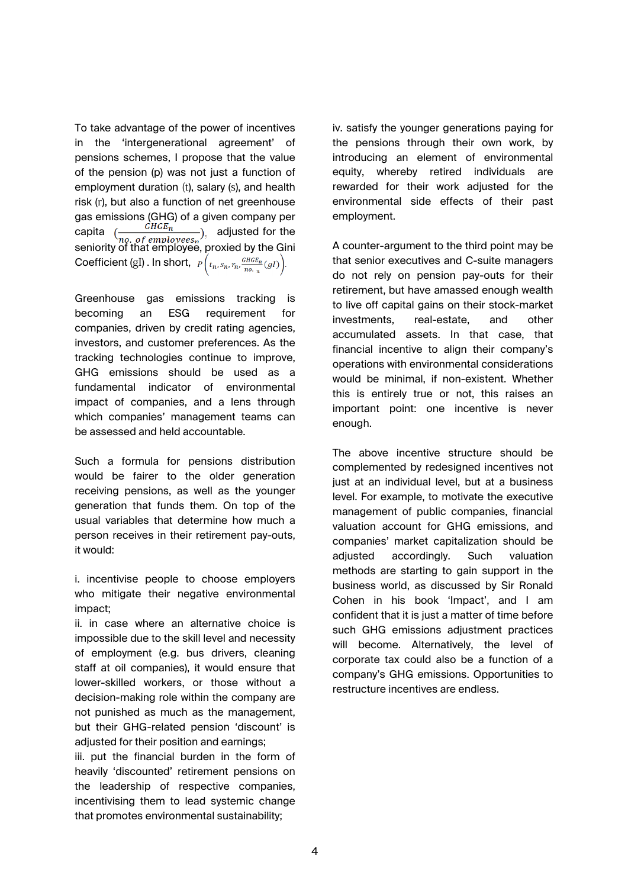To take advantage of the power of incentives in the 'intergenerational agreement' of pensions schemes, I propose that the value of the pension (p) was not just a function of employment duration (t), salary (s), and health risk (r), but also a function of net greenhouse gas emissions (GHG) of a given company per capita $(\frac{GHGE_n}{no.\ of\ employees_n})$, adjusted for the seniority of that employee, proxied by the Gini Coefficient (gI) . In short, $P\left(t_n, s_n, r_n, \frac{GHGE_n}{no._n}(gI)\right)$.

Greenhouse gas emissions tracking is becoming an ESG requirement for companies, driven by credit rating agencies, investors, and customer preferences. As the tracking technologies continue to improve, GHG emissions should be used as a fundamental indicator of environmental impact of companies, and a lens through which companies' management teams can be assessed and held accountable.

Such a formula for pensions distribution would be fairer to the older generation receiving pensions, as well as the younger generation that funds them. On top of the usual variables that determine how much a person receives in their retirement pay-outs, it would:

i. incentivise people to choose employers who mitigate their negative environmental impact;
ii. in case where an alternative choice is impossible due to the skill level and necessity of employment (e.g. bus drivers, cleaning staff at oil companies), it would ensure that lower-skilled workers, or those without a decision-making role within the company are not punished as much as the management, but their GHG-related pension 'discount' is adjusted for their position and earnings;
iii. put the financial burden in the form of heavily 'discounted' retirement pensions on the leadership of respective companies, incentivising them to lead systemic change that promotes environmental sustainability;
iv. satisfy the younger generations paying for the pensions through their own work, by introducing an element of environmental equity, whereby retired individuals are rewarded for their work adjusted for the environmental side effects of their past employment.

A counter-argument to the third point may be that senior executives and C-suite managers do not rely on pension pay-outs for their retirement, but have amassed enough wealth to live off capital gains on their stock-market investments, real-estate, and other accumulated assets. In that case, that financial incentive to align their company's operations with environmental considerations would be minimal, if non-existent. Whether this is entirely true or not, this raises an important point: one incentive is never enough.

The above incentive structure should be complemented by redesigned incentives not just at an individual level, but at a business level. For example, to motivate the executive management of public companies, financial valuation account for GHG emissions, and companies' market capitalization should be adjusted accordingly. Such valuation methods are starting to gain support in the business world, as discussed by Sir Ronald Cohen in his book 'Impact', and I am confident that it is just a matter of time before such GHG emissions adjustment practices will become. Alternatively, the level of corporate tax could also be a function of a company's GHG emissions. Opportunities to restructure incentives are endless.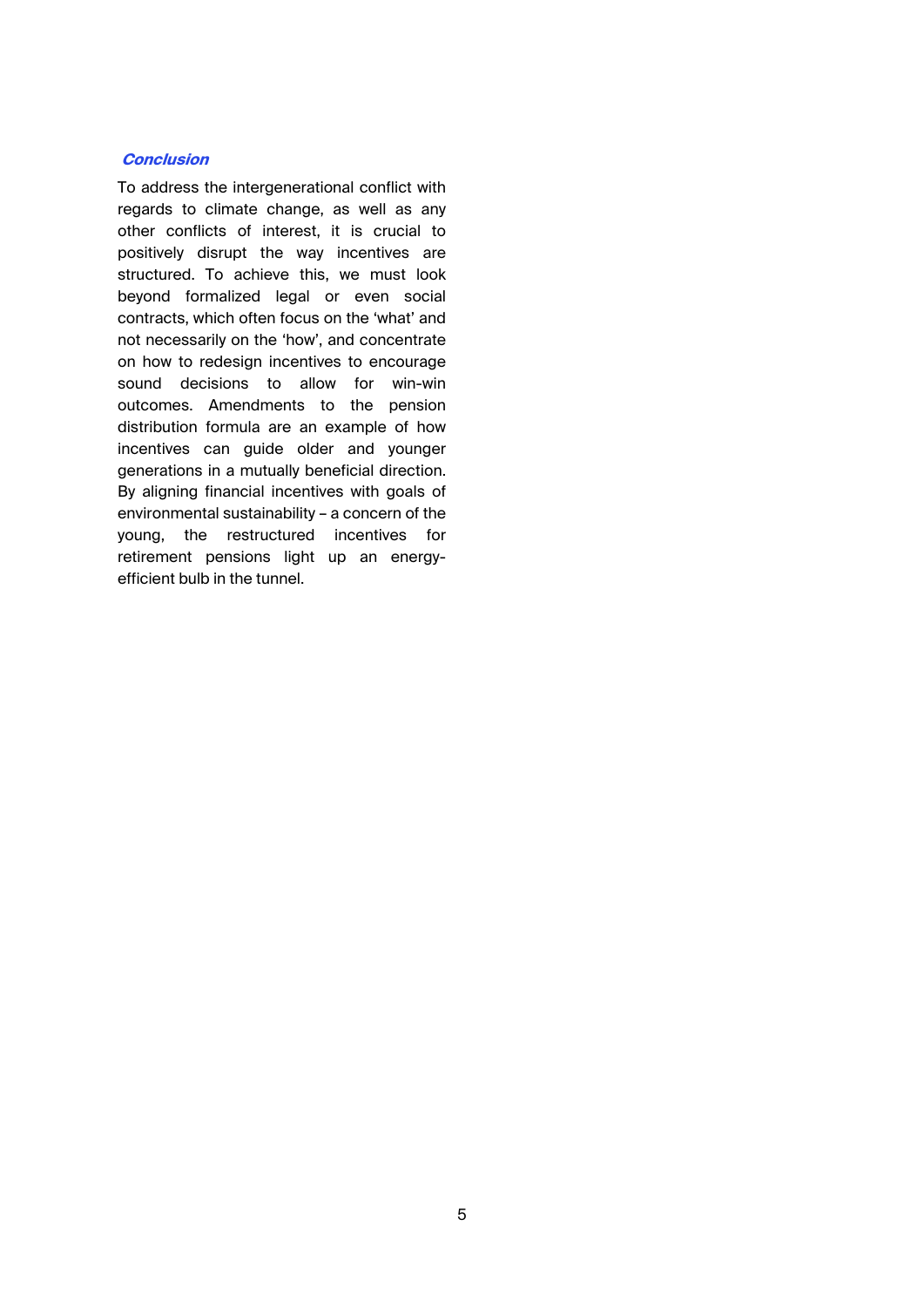### *Conclusion*

To address the intergenerational conflict with regards to climate change, as well as any other conflicts of interest, it is crucial to positively disrupt the way incentives are structured. To achieve this, we must look beyond formalized legal or even social contracts, which often focus on the 'what' and not necessarily on the 'how', and concentrate on how to redesign incentives to encourage sound decisions to allow for win-win outcomes. Amendments to the pension distribution formula are an example of how incentives can guide older and younger generations in a mutually beneficial direction. By aligning financial incentives with goals of environmental sustainability – a concern of the young, the restructured incentives for retirement pensions light up an energy-efficient bulb in the tunnel.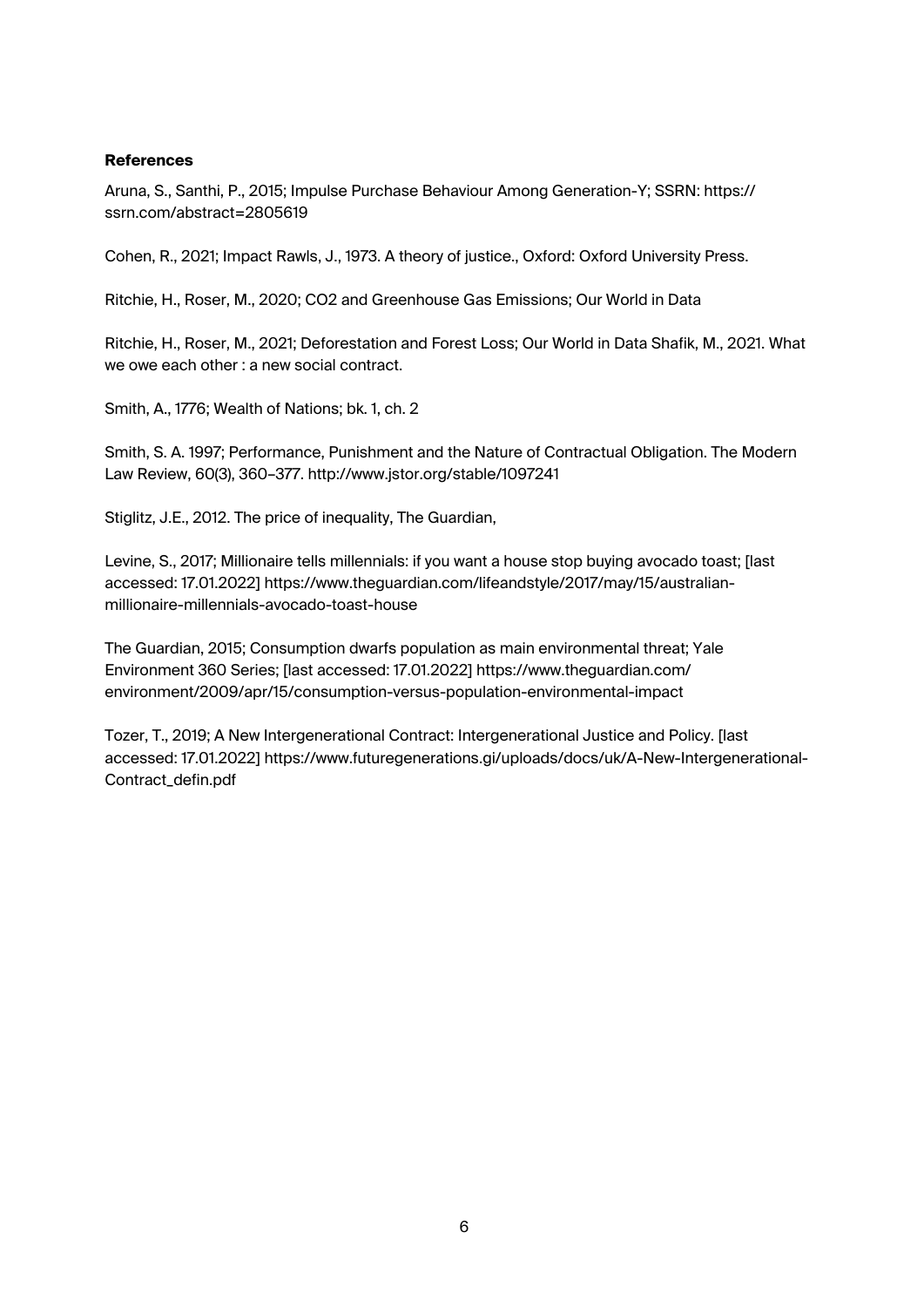**References**

Aruna, S., Santhi, P., 2015; Impulse Purchase Behaviour Among Generation-Y; SSRN: https://ssrn.com/abstract=2805619

Cohen, R., 2021; Impact Rawls, J., 1973. A theory of justice., Oxford: Oxford University Press.

Ritchie, H., Roser, M., 2020; CO2 and Greenhouse Gas Emissions; Our World in Data

Ritchie, H., Roser, M., 2021; Deforestation and Forest Loss; Our World in Data Shafik, M., 2021. What we owe each other : a new social contract.

Smith, A., 1776; Wealth of Nations; bk. 1, ch. 2

Smith, S. A. 1997; Performance, Punishment and the Nature of Contractual Obligation. The Modern Law Review, 60(3), 360–377. http://www.jstor.org/stable/1097241

Stiglitz, J.E., 2012. The price of inequality, The Guardian,

Levine, S., 2017; Millionaire tells millennials: if you want a house stop buying avocado toast; [last accessed: 17.01.2022] https://www.theguardian.com/lifeandstyle/2017/may/15/australian-millionaire-millennials-avocado-toast-house

The Guardian, 2015; Consumption dwarfs population as main environmental threat; Yale Environment 360 Series; [last accessed: 17.01.2022] https://www.theguardian.com/environment/2009/apr/15/consumption-versus-population-environmental-impact

Tozer, T., 2019; A New Intergenerational Contract: Intergenerational Justice and Policy. [last accessed: 17.01.2022] https://www.futuregenerations.gi/uploads/docs/uk/A-New-Intergenerational-Contract_defin.pdf